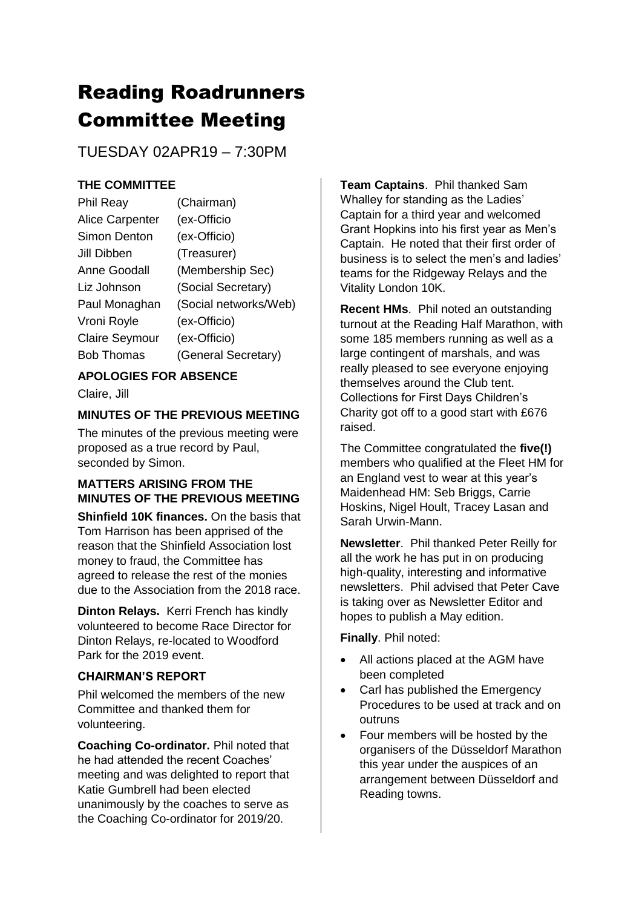# Reading Roadrunners Committee Meeting

TUESDAY 02APR19 – 7:30PM

### THE COMMITTEE

| | |
|---|---|
| Phil Reay | (Chairman) |
| Alice Carpenter | (ex-Officio |
| Simon Denton | (ex-Officio) |
| Jill Dibben | (Treasurer) |
| Anne Goodall | (Membership Sec) |
| Liz Johnson | (Social Secretary) |
| Paul Monaghan | (Social networks/Web) |
| Vroni Royle | (ex-Officio) |
| Claire Seymour | (ex-Officio) |
| Bob Thomas | (General Secretary) |

### APOLOGIES FOR ABSENCE

Claire, Jill

### MINUTES OF THE PREVIOUS MEETING

The minutes of the previous meeting were proposed as a true record by Paul, seconded by Simon.

### MATTERS ARISING FROM THE MINUTES OF THE PREVIOUS MEETING

**Shinfield 10K finances.** On the basis that Tom Harrison has been apprised of the reason that the Shinfield Association lost money to fraud, the Committee has agreed to release the rest of the monies due to the Association from the 2018 race.

**Dinton Relays.** Kerri French has kindly volunteered to become Race Director for Dinton Relays, re-located to Woodford Park for the 2019 event.

### CHAIRMAN'S REPORT

Phil welcomed the members of the new Committee and thanked them for volunteering.

**Coaching Co-ordinator.** Phil noted that he had attended the recent Coaches' meeting and was delighted to report that Katie Gumbrell had been elected unanimously by the coaches to serve as the Coaching Co-ordinator for 2019/20.

**Team Captains**. Phil thanked Sam Whalley for standing as the Ladies' Captain for a third year and welcomed Grant Hopkins into his first year as Men's Captain. He noted that their first order of business is to select the men's and ladies' teams for the Ridgeway Relays and the Vitality London 10K.

**Recent HMs**. Phil noted an outstanding turnout at the Reading Half Marathon, with some 185 members running as well as a large contingent of marshals, and was really pleased to see everyone enjoying themselves around the Club tent. Collections for First Days Children's Charity got off to a good start with £676 raised.

The Committee congratulated the **five(!)** members who qualified at the Fleet HM for an England vest to wear at this year's Maidenhead HM: Seb Briggs, Carrie Hoskins, Nigel Hoult, Tracey Lasan and Sarah Urwin-Mann.

**Newsletter**. Phil thanked Peter Reilly for all the work he has put in on producing high-quality, interesting and informative newsletters. Phil advised that Peter Cave is taking over as Newsletter Editor and hopes to publish a May edition.

**Finally**. Phil noted:

- All actions placed at the AGM have been completed
- Carl has published the Emergency Procedures to be used at track and on outruns
- Four members will be hosted by the organisers of the Düsseldorf Marathon this year under the auspices of an arrangement between Düsseldorf and Reading towns.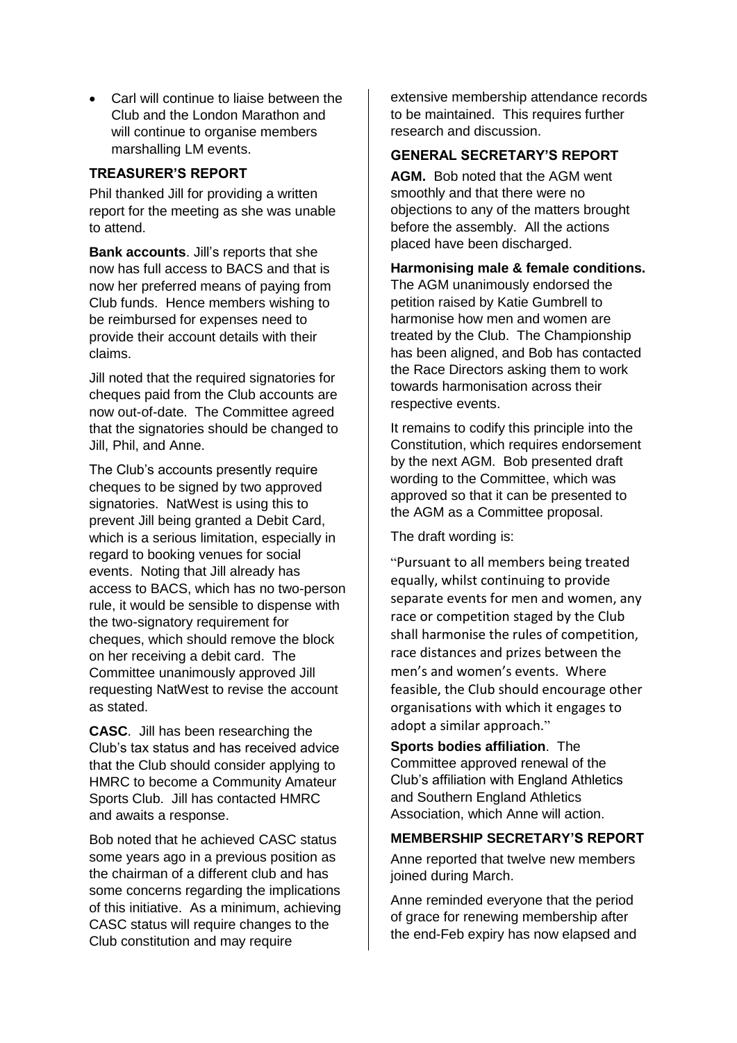- Carl will continue to liaise between the Club and the London Marathon and will continue to organise members marshalling LM events.

### TREASURER'S REPORT

Phil thanked Jill for providing a written report for the meeting as she was unable to attend.

**Bank accounts**. Jill's reports that she now has full access to BACS and that is now her preferred means of paying from Club funds. Hence members wishing to be reimbursed for expenses need to provide their account details with their claims.

Jill noted that the required signatories for cheques paid from the Club accounts are now out-of-date. The Committee agreed that the signatories should be changed to Jill, Phil, and Anne.

The Club's accounts presently require cheques to be signed by two approved signatories. NatWest is using this to prevent Jill being granted a Debit Card, which is a serious limitation, especially in regard to booking venues for social events. Noting that Jill already has access to BACS, which has no two-person rule, it would be sensible to dispense with the two-signatory requirement for cheques, which should remove the block on her receiving a debit card. The Committee unanimously approved Jill requesting NatWest to revise the account as stated.

**CASC**. Jill has been researching the Club's tax status and has received advice that the Club should consider applying to HMRC to become a Community Amateur Sports Club. Jill has contacted HMRC and awaits a response.

Bob noted that he achieved CASC status some years ago in a previous position as the chairman of a different club and has some concerns regarding the implications of this initiative. As a minimum, achieving CASC status will require changes to the Club constitution and may require extensive membership attendance records to be maintained. This requires further research and discussion.

### GENERAL SECRETARY'S REPORT

**AGM.** Bob noted that the AGM went smoothly and that there were no objections to any of the matters brought before the assembly. All the actions placed have been discharged.

**Harmonising male & female conditions.** The AGM unanimously endorsed the petition raised by Katie Gumbrell to harmonise how men and women are treated by the Club. The Championship has been aligned, and Bob has contacted the Race Directors asking them to work towards harmonisation across their respective events.

It remains to codify this principle into the Constitution, which requires endorsement by the next AGM. Bob presented draft wording to the Committee, which was approved so that it can be presented to the AGM as a Committee proposal.

The draft wording is:

"Pursuant to all members being treated equally, whilst continuing to provide separate events for men and women, any race or competition staged by the Club shall harmonise the rules of competition, race distances and prizes between the men's and women's events. Where feasible, the Club should encourage other organisations with which it engages to adopt a similar approach."

**Sports bodies affiliation**. The Committee approved renewal of the Club's affiliation with England Athletics and Southern England Athletics Association, which Anne will action.

### MEMBERSHIP SECRETARY'S REPORT

Anne reported that twelve new members joined during March.

Anne reminded everyone that the period of grace for renewing membership after the end-Feb expiry has now elapsed and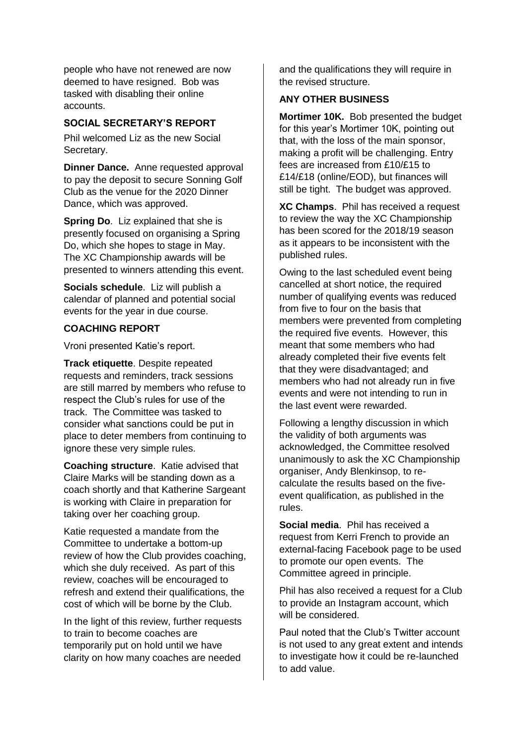people who have not renewed are now deemed to have resigned. Bob was tasked with disabling their online accounts.

## SOCIAL SECRETARY'S REPORT

Phil welcomed Liz as the new Social Secretary.

**Dinner Dance.** Anne requested approval to pay the deposit to secure Sonning Golf Club as the venue for the 2020 Dinner Dance, which was approved.

**Spring Do**. Liz explained that she is presently focused on organising a Spring Do, which she hopes to stage in May. The XC Championship awards will be presented to winners attending this event.

**Socials schedule**. Liz will publish a calendar of planned and potential social events for the year in due course.

## COACHING REPORT

Vroni presented Katie's report.

**Track etiquette**. Despite repeated requests and reminders, track sessions are still marred by members who refuse to respect the Club's rules for use of the track. The Committee was tasked to consider what sanctions could be put in place to deter members from continuing to ignore these very simple rules.

**Coaching structure**. Katie advised that Claire Marks will be standing down as a coach shortly and that Katherine Sargeant is working with Claire in preparation for taking over her coaching group.

Katie requested a mandate from the Committee to undertake a bottom-up review of how the Club provides coaching, which she duly received. As part of this review, coaches will be encouraged to refresh and extend their qualifications, the cost of which will be borne by the Club.

In the light of this review, further requests to train to become coaches are temporarily put on hold until we have clarity on how many coaches are needed and the qualifications they will require in the revised structure.

## ANY OTHER BUSINESS

**Mortimer 10K.** Bob presented the budget for this year's Mortimer 10K, pointing out that, with the loss of the main sponsor, making a profit will be challenging. Entry fees are increased from £10/£15 to £14/£18 (online/EOD), but finances will still be tight. The budget was approved.

**XC Champs**. Phil has received a request to review the way the XC Championship has been scored for the 2018/19 season as it appears to be inconsistent with the published rules.

Owing to the last scheduled event being cancelled at short notice, the required number of qualifying events was reduced from five to four on the basis that members were prevented from completing the required five events. However, this meant that some members who had already completed their five events felt that they were disadvantaged; and members who had not already run in five events and were not intending to run in the last event were rewarded.

Following a lengthy discussion in which the validity of both arguments was acknowledged, the Committee resolved unanimously to ask the XC Championship organiser, Andy Blenkinsop, to re-calculate the results based on the five-event qualification, as published in the rules.

**Social media**. Phil has received a request from Kerri French to provide an external-facing Facebook page to be used to promote our open events. The Committee agreed in principle.

Phil has also received a request for a Club to provide an Instagram account, which will be considered.

Paul noted that the Club's Twitter account is not used to any great extent and intends to investigate how it could be re-launched to add value.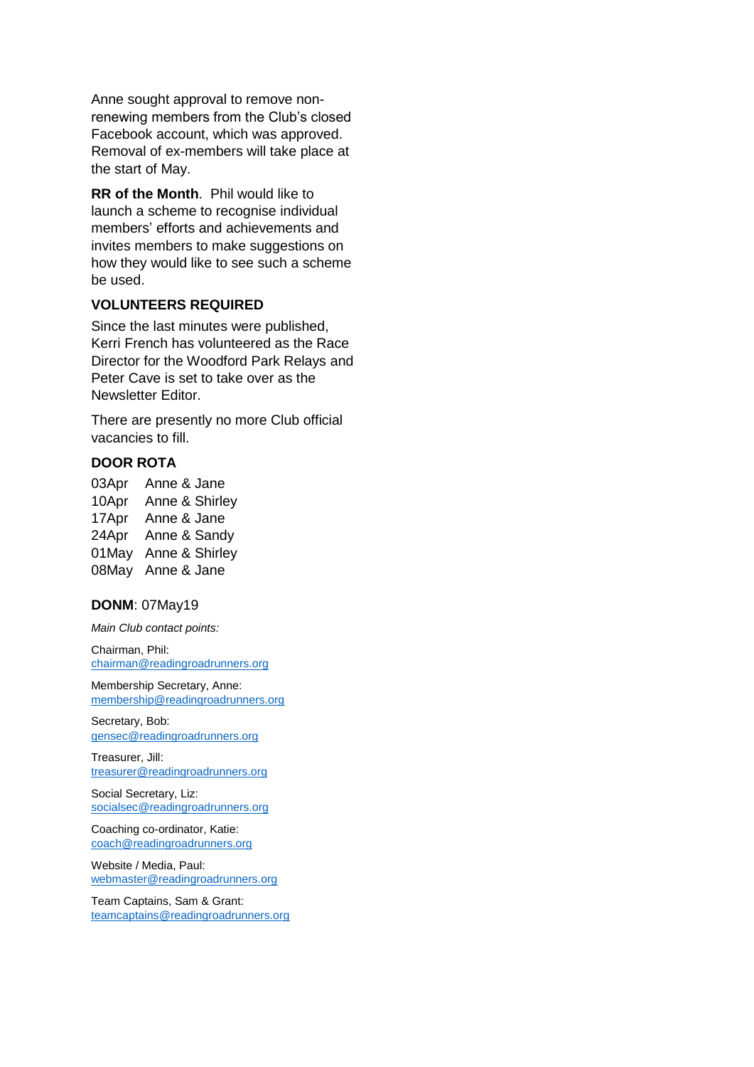Anne sought approval to remove non-renewing members from the Club's closed Facebook account, which was approved. Removal of ex-members will take place at the start of May.

**RR of the Month**. Phil would like to launch a scheme to recognise individual members' efforts and achievements and invites members to make suggestions on how they would like to see such a scheme be used.

### VOLUNTEERS REQUIRED

Since the last minutes were published, Kerri French has volunteered as the Race Director for the Woodford Park Relays and Peter Cave is set to take over as the Newsletter Editor.

There are presently no more Club official vacancies to fill.

### DOOR ROTA

| | |
|---|---|
| 03Apr | Anne & Jane |
| 10Apr | Anne & Shirley |
| 17Apr | Anne & Jane |
| 24Apr | Anne & Sandy |
| 01May | Anne & Shirley |
| 08May | Anne & Jane |

**DONM**: 07May19

*Main Club contact points:*

Chairman, Phil:
chairman@readingroadrunners.org

Membership Secretary, Anne:
membership@readingroadrunners.org

Secretary, Bob:
gensec@readingroadrunners.org

Treasurer, Jill:
treasurer@readingroadrunners.org

Social Secretary, Liz:
socialsec@readingroadrunners.org

Coaching co-ordinator, Katie:
coach@readingroadrunners.org

Website / Media, Paul:
webmaster@readingroadrunners.org

Team Captains, Sam & Grant:
teamcaptains@readingroadrunners.org